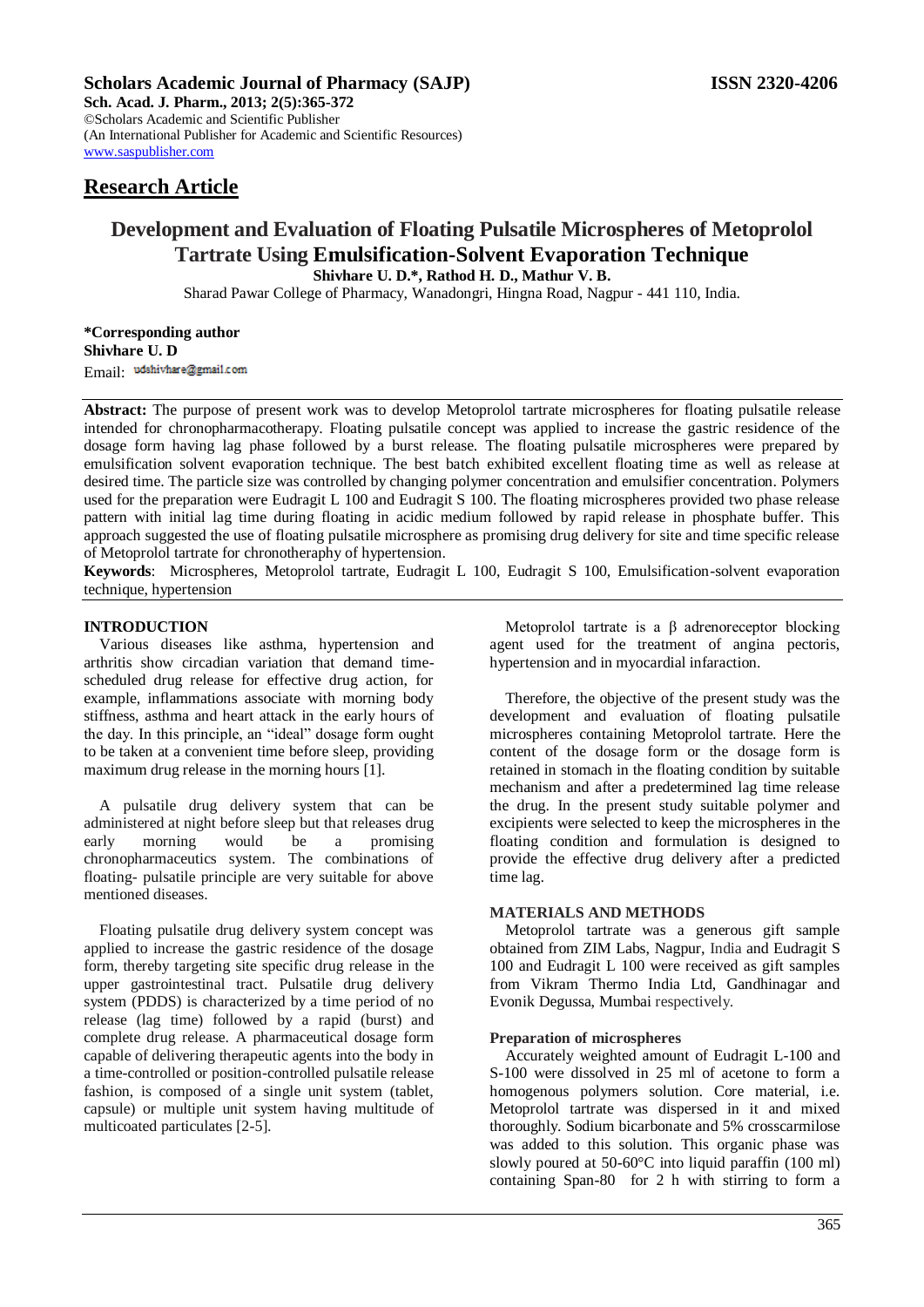**Scholars Academic Journal of Pharmacy (SAJP)** **ISSN 2320-4206**

**Sch. Acad. J. Pharm., 2013; 2(5):365-372**
©Scholars Academic and Scientific Publisher
(An International Publisher for Academic and Scientific Resources)
www.saspublisher.com

## Research Article

# Development and Evaluation of Floating Pulsatile Microspheres of Metoprolol Tartrate Using Emulsification-Solvent Evaporation Technique

**Shivhare U. D.\*, Rathod H. D., Mathur V. B.**

Sharad Pawar College of Pharmacy, Wanadongri, Hingna Road, Nagpur - 441 110, India.

**\*Corresponding author**
**Shivhare U. D**
Email: udshivhare@gmail.com

**Abstract:** The purpose of present work was to develop Metoprolol tartrate microspheres for floating pulsatile release intended for chronopharmacotherapy. Floating pulsatile concept was applied to increase the gastric residence of the dosage form having lag phase followed by a burst release. The floating pulsatile microspheres were prepared by emulsification solvent evaporation technique. The best batch exhibited excellent floating time as well as release at desired time. The particle size was controlled by changing polymer concentration and emulsifier concentration. Polymers used for the preparation were Eudragit L 100 and Eudragit S 100. The floating microspheres provided two phase release pattern with initial lag time during floating in acidic medium followed by rapid release in phosphate buffer. This approach suggested the use of floating pulsatile microsphere as promising drug delivery for site and time specific release of Metoprolol tartrate for chronotheraphy of hypertension.

**Keywords**: Microspheres, Metoprolol tartrate, Eudragit L 100, Eudragit S 100, Emulsification-solvent evaporation technique, hypertension

## INTRODUCTION

Various diseases like asthma, hypertension and arthritis show circadian variation that demand time-scheduled drug release for effective drug action, for example, inflammations associate with morning body stiffness, asthma and heart attack in the early hours of the day. In this principle, an "ideal" dosage form ought to be taken at a convenient time before sleep, providing maximum drug release in the morning hours [1].

A pulsatile drug delivery system that can be administered at night before sleep but that releases drug early morning would be a promising chronopharmaceutics system. The combinations of floating- pulsatile principle are very suitable for above mentioned diseases.

Floating pulsatile drug delivery system concept was applied to increase the gastric residence of the dosage form, thereby targeting site specific drug release in the upper gastrointestinal tract. Pulsatile drug delivery system (PDDS) is characterized by a time period of no release (lag time) followed by a rapid (burst) and complete drug release. A pharmaceutical dosage form capable of delivering therapeutic agents into the body in a time-controlled or position-controlled pulsatile release fashion, is composed of a single unit system (tablet, capsule) or multiple unit system having multitude of multicoated particulates [2-5].

Metoprolol tartrate is a β adrenoreceptor blocking agent used for the treatment of angina pectoris, hypertension and in myocardial infaraction.

Therefore, the objective of the present study was the development and evaluation of floating pulsatile microspheres containing Metoprolol tartrate. Here the content of the dosage form or the dosage form is retained in stomach in the floating condition by suitable mechanism and after a predetermined lag time release the drug. In the present study suitable polymer and excipients were selected to keep the microspheres in the floating condition and formulation is designed to provide the effective drug delivery after a predicted time lag.

## MATERIALS AND METHODS

Metoprolol tartrate was a generous gift sample obtained from ZIM Labs, Nagpur, India and Eudragit S 100 and Eudragit L 100 were received as gift samples from Vikram Thermo India Ltd, Gandhinagar and Evonik Degussa, Mumbai respectively.

### Preparation of microspheres

Accurately weighted amount of Eudragit L-100 and S-100 were dissolved in 25 ml of acetone to form a homogenous polymers solution. Core material, i.e. Metoprolol tartrate was dispersed in it and mixed thoroughly. Sodium bicarbonate and 5% crosscarmilose was added to this solution. This organic phase was slowly poured at 50-60°C into liquid paraffin (100 ml) containing Span-80 for 2 h with stirring to form a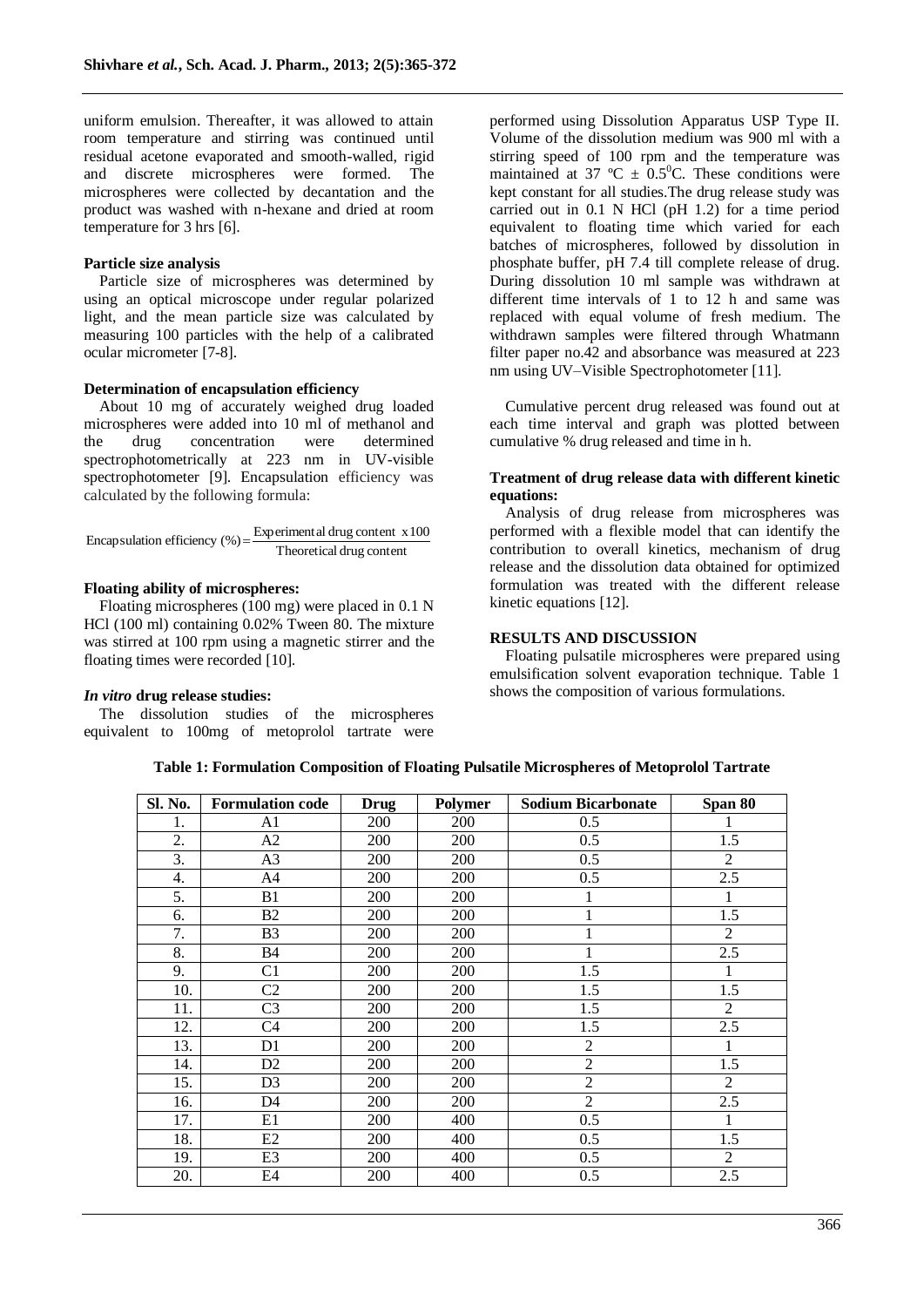uniform emulsion. Thereafter, it was allowed to attain room temperature and stirring was continued until residual acetone evaporated and smooth-walled, rigid and discrete microspheres were formed. The microspheres were collected by decantation and the product was washed with n-hexane and dried at room temperature for 3 hrs [6].

**Particle size analysis**

Particle size of microspheres was determined by using an optical microscope under regular polarized light, and the mean particle size was calculated by measuring 100 particles with the help of a calibrated ocular micrometer [7-8].

**Determination of encapsulation efficiency**

About 10 mg of accurately weighed drug loaded microspheres were added into 10 ml of methanol and the drug concentration were determined spectrophotometrically at 223 nm in UV-visible spectrophotometer [9]. Encapsulation efficiency was calculated by the following formula:

$$\text{Encapsulation efficiency (\%)} = \frac{\text{Experimental drug content} \times 100}{\text{Theoretical drug content}}$$

**Floating ability of microspheres:**

Floating microspheres (100 mg) were placed in 0.1 N HCl (100 ml) containing 0.02% Tween 80. The mixture was stirred at 100 rpm using a magnetic stirrer and the floating times were recorded [10].

***In vitro* drug release studies:**

The dissolution studies of the microspheres equivalent to 100mg of metoprolol tartrate were performed using Dissolution Apparatus USP Type II. Volume of the dissolution medium was 900 ml with a stirring speed of 100 rpm and the temperature was maintained at 37 ºC ± $0.5^0$C. These conditions were kept constant for all studies.The drug release study was carried out in 0.1 N HCl (pH 1.2) for a time period equivalent to floating time which varied for each batches of microspheres, followed by dissolution in phosphate buffer, pH 7.4 till complete release of drug. During dissolution 10 ml sample was withdrawn at different time intervals of 1 to 12 h and same was replaced with equal volume of fresh medium. The withdrawn samples were filtered through Whatmann filter paper no.42 and absorbance was measured at 223 nm using UV–Visible Spectrophotometer [11].

Cumulative percent drug released was found out at each time interval and graph was plotted between cumulative % drug released and time in h.

**Treatment of drug release data with different kinetic equations:**

Analysis of drug release from microspheres was performed with a flexible model that can identify the contribution to overall kinetics, mechanism of drug release and the dissolution data obtained for optimized formulation was treated with the different release kinetic equations [12].

## RESULTS AND DISCUSSION

Floating pulsatile microspheres were prepared using emulsification solvent evaporation technique. Table 1 shows the composition of various formulations.

**Table 1: Formulation Composition of Floating Pulsatile Microspheres of Metoprolol Tartrate**

| Sl. No. | Formulation code | Drug | Polymer | Sodium Bicarbonate | Span 80 |
|---|---|---|---|---|---|
| 1. | A1 | 200 | 200 | 0.5 | 1 |
| 2. | A2 | 200 | 200 | 0.5 | 1.5 |
| 3. | A3 | 200 | 200 | 0.5 | 2 |
| 4. | A4 | 200 | 200 | 0.5 | 2.5 |
| 5. | B1 | 200 | 200 | 1 | 1 |
| 6. | B2 | 200 | 200 | 1 | 1.5 |
| 7. | B3 | 200 | 200 | 1 | 2 |
| 8. | B4 | 200 | 200 | 1 | 2.5 |
| 9. | C1 | 200 | 200 | 1.5 | 1 |
| 10. | C2 | 200 | 200 | 1.5 | 1.5 |
| 11. | C3 | 200 | 200 | 1.5 | 2 |
| 12. | C4 | 200 | 200 | 1.5 | 2.5 |
| 13. | D1 | 200 | 200 | 2 | 1 |
| 14. | D2 | 200 | 200 | 2 | 1.5 |
| 15. | D3 | 200 | 200 | 2 | 2 |
| 16. | D4 | 200 | 200 | 2 | 2.5 |
| 17. | E1 | 200 | 400 | 0.5 | 1 |
| 18. | E2 | 200 | 400 | 0.5 | 1.5 |
| 19. | E3 | 200 | 400 | 0.5 | 2 |
| 20. | E4 | 200 | 400 | 0.5 | 2.5 |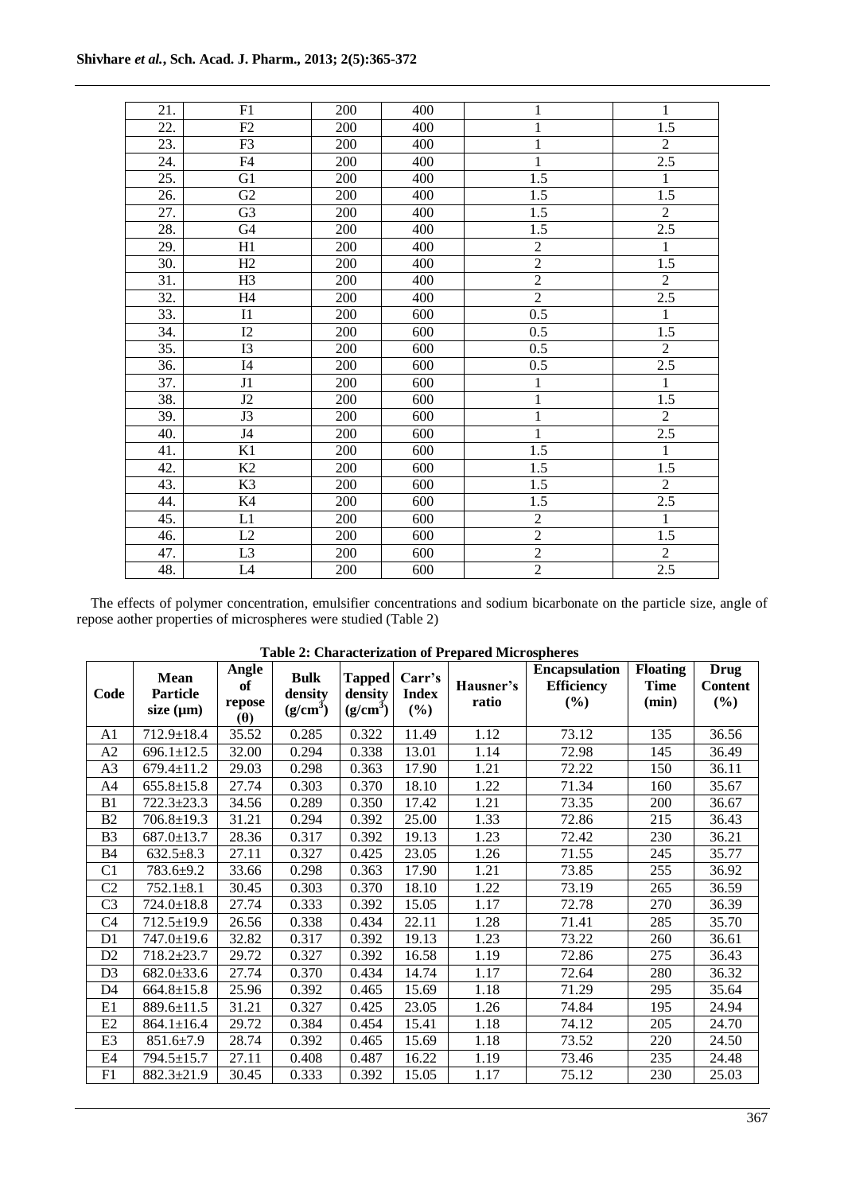| 21. | F1 | 200 | 400 | 1 | 1 |
|---|---|---|---|---|---|
| 22. | F2 | 200 | 400 | 1 | 1.5 |
| 23. | F3 | 200 | 400 | 1 | 2 |
| 24. | F4 | 200 | 400 | 1 | 2.5 |
| 25. | G1 | 200 | 400 | 1.5 | 1 |
| 26. | G2 | 200 | 400 | 1.5 | 1.5 |
| 27. | G3 | 200 | 400 | 1.5 | 2 |
| 28. | G4 | 200 | 400 | 1.5 | 2.5 |
| 29. | H1 | 200 | 400 | 2 | 1 |
| 30. | H2 | 200 | 400 | 2 | 1.5 |
| 31. | H3 | 200 | 400 | 2 | 2 |
| 32. | H4 | 200 | 400 | 2 | 2.5 |
| 33. | I1 | 200 | 600 | 0.5 | 1 |
| 34. | I2 | 200 | 600 | 0.5 | 1.5 |
| 35. | I3 | 200 | 600 | 0.5 | 2 |
| 36. | I4 | 200 | 600 | 0.5 | 2.5 |
| 37. | J1 | 200 | 600 | 1 | 1 |
| 38. | J2 | 200 | 600 | 1 | 1.5 |
| 39. | J3 | 200 | 600 | 1 | 2 |
| 40. | J4 | 200 | 600 | 1 | 2.5 |
| 41. | K1 | 200 | 600 | 1.5 | 1 |
| 42. | K2 | 200 | 600 | 1.5 | 1.5 |
| 43. | K3 | 200 | 600 | 1.5 | 2 |
| 44. | K4 | 200 | 600 | 1.5 | 2.5 |
| 45. | L1 | 200 | 600 | 2 | 1 |
| 46. | L2 | 200 | 600 | 2 | 1.5 |
| 47. | L3 | 200 | 600 | 2 | 2 |
| 48. | L4 | 200 | 600 | 2 | 2.5 |

The effects of polymer concentration, emulsifier concentrations and sodium bicarbonate on the particle size, angle of repose aother properties of microspheres were studied (Table 2)

**Table 2: Characterization of Prepared Microspheres**

| Code | Mean Particle size (µm) | Angle of repose (θ) | Bulk density (g/cm$^3$) | Tapped density (g/cm$^3$) | Carr's Index (%) | Hausner's ratio | Encapsulation Efficiency (%) | Floating Time (min) | Drug Content (%) |
|---|---|---|---|---|---|---|---|---|---|
| A1 | 712.9±18.4 | 35.52 | 0.285 | 0.322 | 11.49 | 1.12 | 73.12 | 135 | 36.56 |
| A2 | 696.1±12.5 | 32.00 | 0.294 | 0.338 | 13.01 | 1.14 | 72.98 | 145 | 36.49 |
| A3 | 679.4±11.2 | 29.03 | 0.298 | 0.363 | 17.90 | 1.21 | 72.22 | 150 | 36.11 |
| A4 | 655.8±15.8 | 27.74 | 0.303 | 0.370 | 18.10 | 1.22 | 71.34 | 160 | 35.67 |
| B1 | 722.3±23.3 | 34.56 | 0.289 | 0.350 | 17.42 | 1.21 | 73.35 | 200 | 36.67 |
| B2 | 706.8±19.3 | 31.21 | 0.294 | 0.392 | 25.00 | 1.33 | 72.86 | 215 | 36.43 |
| B3 | 687.0±13.7 | 28.36 | 0.317 | 0.392 | 19.13 | 1.23 | 72.42 | 230 | 36.21 |
| B4 | 632.5±8.3 | 27.11 | 0.327 | 0.425 | 23.05 | 1.26 | 71.55 | 245 | 35.77 |
| C1 | 783.6±9.2 | 33.66 | 0.298 | 0.363 | 17.90 | 1.21 | 73.85 | 255 | 36.92 |
| C2 | 752.1±8.1 | 30.45 | 0.303 | 0.370 | 18.10 | 1.22 | 73.19 | 265 | 36.59 |
| C3 | 724.0±18.8 | 27.74 | 0.333 | 0.392 | 15.05 | 1.17 | 72.78 | 270 | 36.39 |
| C4 | 712.5±19.9 | 26.56 | 0.338 | 0.434 | 22.11 | 1.28 | 71.41 | 285 | 35.70 |
| D1 | 747.0±19.6 | 32.82 | 0.317 | 0.392 | 19.13 | 1.23 | 73.22 | 260 | 36.61 |
| D2 | 718.2±23.7 | 29.72 | 0.327 | 0.392 | 16.58 | 1.19 | 72.86 | 275 | 36.43 |
| D3 | 682.0±33.6 | 27.74 | 0.370 | 0.434 | 14.74 | 1.17 | 72.64 | 280 | 36.32 |
| D4 | 664.8±15.8 | 25.96 | 0.392 | 0.465 | 15.69 | 1.18 | 71.29 | 295 | 35.64 |
| E1 | 889.6±11.5 | 31.21 | 0.327 | 0.425 | 23.05 | 1.26 | 74.84 | 195 | 24.94 |
| E2 | 864.1±16.4 | 29.72 | 0.384 | 0.454 | 15.41 | 1.18 | 74.12 | 205 | 24.70 |
| E3 | 851.6±7.9 | 28.74 | 0.392 | 0.465 | 15.69 | 1.18 | 73.52 | 220 | 24.50 |
| E4 | 794.5±15.7 | 27.11 | 0.408 | 0.487 | 16.22 | 1.19 | 73.46 | 235 | 24.48 |
| F1 | 882.3±21.9 | 30.45 | 0.333 | 0.392 | 15.05 | 1.17 | 75.12 | 230 | 25.03 |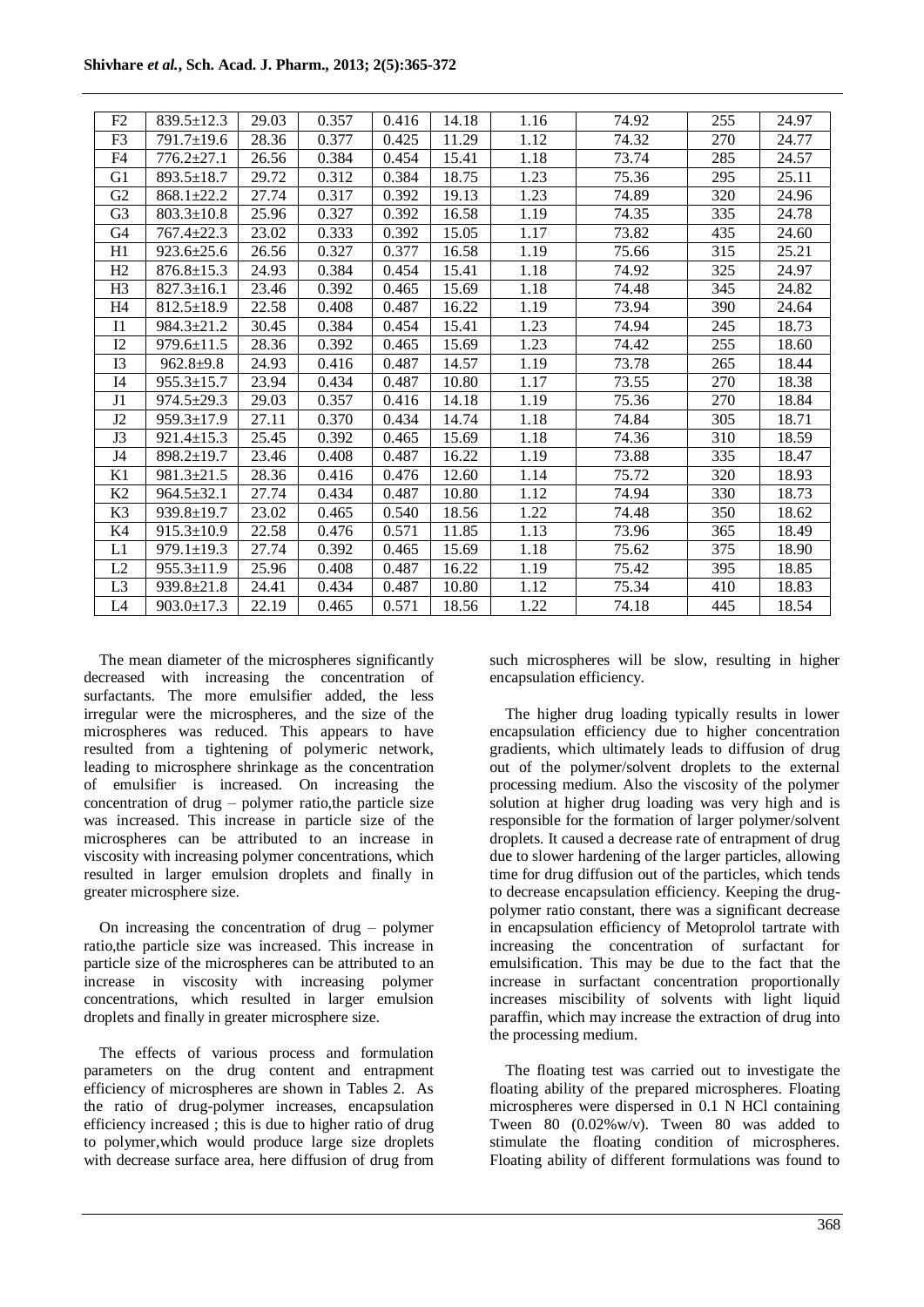| F2 | 839.5±12.3 | 29.03 | 0.357 | 0.416 | 14.18 | 1.16 | 74.92 | 255 | 24.97 |
|---|---|---|---|---|---|---|---|---|---|
| F3 | 791.7±19.6 | 28.36 | 0.377 | 0.425 | 11.29 | 1.12 | 74.32 | 270 | 24.77 |
| F4 | 776.2±27.1 | 26.56 | 0.384 | 0.454 | 15.41 | 1.18 | 73.74 | 285 | 24.57 |
| G1 | 893.5±18.7 | 29.72 | 0.312 | 0.384 | 18.75 | 1.23 | 75.36 | 295 | 25.11 |
| G2 | 868.1±22.2 | 27.74 | 0.317 | 0.392 | 19.13 | 1.23 | 74.89 | 320 | 24.96 |
| G3 | 803.3±10.8 | 25.96 | 0.327 | 0.392 | 16.58 | 1.19 | 74.35 | 335 | 24.78 |
| G4 | 767.4±22.3 | 23.02 | 0.333 | 0.392 | 15.05 | 1.17 | 73.82 | 435 | 24.60 |
| H1 | 923.6±25.6 | 26.56 | 0.327 | 0.377 | 16.58 | 1.19 | 75.66 | 315 | 25.21 |
| H2 | 876.8±15.3 | 24.93 | 0.384 | 0.454 | 15.41 | 1.18 | 74.92 | 325 | 24.97 |
| H3 | 827.3±16.1 | 23.46 | 0.392 | 0.465 | 15.69 | 1.18 | 74.48 | 345 | 24.82 |
| H4 | 812.5±18.9 | 22.58 | 0.408 | 0.487 | 16.22 | 1.19 | 73.94 | 390 | 24.64 |
| I1 | 984.3±21.2 | 30.45 | 0.384 | 0.454 | 15.41 | 1.23 | 74.94 | 245 | 18.73 |
| I2 | 979.6±11.5 | 28.36 | 0.392 | 0.465 | 15.69 | 1.23 | 74.42 | 255 | 18.60 |
| I3 | 962.8±9.8 | 24.93 | 0.416 | 0.487 | 14.57 | 1.19 | 73.78 | 265 | 18.44 |
| I4 | 955.3±15.7 | 23.94 | 0.434 | 0.487 | 10.80 | 1.17 | 73.55 | 270 | 18.38 |
| J1 | 974.5±29.3 | 29.03 | 0.357 | 0.416 | 14.18 | 1.19 | 75.36 | 270 | 18.84 |
| J2 | 959.3±17.9 | 27.11 | 0.370 | 0.434 | 14.74 | 1.18 | 74.84 | 305 | 18.71 |
| J3 | 921.4±15.3 | 25.45 | 0.392 | 0.465 | 15.69 | 1.18 | 74.36 | 310 | 18.59 |
| J4 | 898.2±19.7 | 23.46 | 0.408 | 0.487 | 16.22 | 1.19 | 73.88 | 335 | 18.47 |
| K1 | 981.3±21.5 | 28.36 | 0.416 | 0.476 | 12.60 | 1.14 | 75.72 | 320 | 18.93 |
| K2 | 964.5±32.1 | 27.74 | 0.434 | 0.487 | 10.80 | 1.12 | 74.94 | 330 | 18.73 |
| K3 | 939.8±19.7 | 23.02 | 0.465 | 0.540 | 18.56 | 1.22 | 74.48 | 350 | 18.62 |
| K4 | 915.3±10.9 | 22.58 | 0.476 | 0.571 | 11.85 | 1.13 | 73.96 | 365 | 18.49 |
| L1 | 979.1±19.3 | 27.74 | 0.392 | 0.465 | 15.69 | 1.18 | 75.62 | 375 | 18.90 |
| L2 | 955.3±11.9 | 25.96 | 0.408 | 0.487 | 16.22 | 1.19 | 75.42 | 395 | 18.85 |
| L3 | 939.8±21.8 | 24.41 | 0.434 | 0.487 | 10.80 | 1.12 | 75.34 | 410 | 18.83 |
| L4 | 903.0±17.3 | 22.19 | 0.465 | 0.571 | 18.56 | 1.22 | 74.18 | 445 | 18.54 |

The mean diameter of the microspheres significantly decreased with increasing the concentration of surfactants. The more emulsifier added, the less irregular were the microspheres, and the size of the microspheres was reduced. This appears to have resulted from a tightening of polymeric network, leading to microsphere shrinkage as the concentration of emulsifier is increased. On increasing the concentration of drug – polymer ratio,the particle size was increased. This increase in particle size of the microspheres can be attributed to an increase in viscosity with increasing polymer concentrations, which resulted in larger emulsion droplets and finally in greater microsphere size.

On increasing the concentration of drug – polymer ratio,the particle size was increased. This increase in particle size of the microspheres can be attributed to an increase in viscosity with increasing polymer concentrations, which resulted in larger emulsion droplets and finally in greater microsphere size.

The effects of various process and formulation parameters on the drug content and entrapment efficiency of microspheres are shown in Tables 2. As the ratio of drug-polymer increases, encapsulation efficiency increased ; this is due to higher ratio of drug to polymer,which would produce large size droplets with decrease surface area, here diffusion of drug from such microspheres will be slow, resulting in higher encapsulation efficiency.

The higher drug loading typically results in lower encapsulation efficiency due to higher concentration gradients, which ultimately leads to diffusion of drug out of the polymer/solvent droplets to the external processing medium. Also the viscosity of the polymer solution at higher drug loading was very high and is responsible for the formation of larger polymer/solvent droplets. It caused a decrease rate of entrapment of drug due to slower hardening of the larger particles, allowing time for drug diffusion out of the particles, which tends to decrease encapsulation efficiency. Keeping the drug-polymer ratio constant, there was a significant decrease in encapsulation efficiency of Metoprolol tartrate with increasing the concentration of surfactant for emulsification. This may be due to the fact that the increase in surfactant concentration proportionally increases miscibility of solvents with light liquid paraffin, which may increase the extraction of drug into the processing medium.

The floating test was carried out to investigate the floating ability of the prepared microspheres. Floating microspheres were dispersed in 0.1 N HCl containing Tween 80 (0.02%w/v). Tween 80 was added to stimulate the floating condition of microspheres. Floating ability of different formulations was found to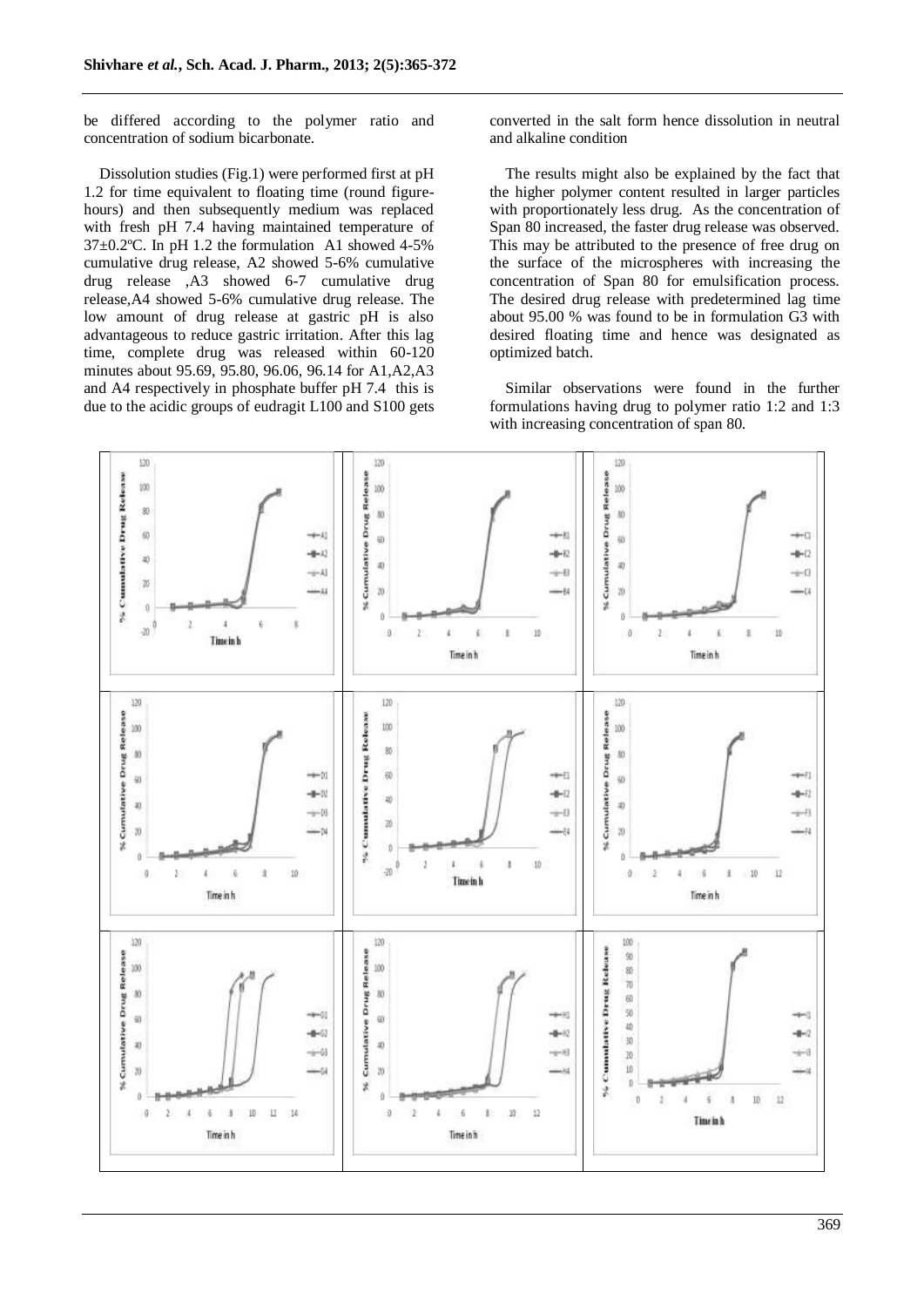be differed according to the polymer ratio and concentration of sodium bicarbonate.

Dissolution studies (Fig.1) were performed first at pH 1.2 for time equivalent to floating time (round figure-hours) and then subsequently medium was replaced with fresh pH 7.4 having maintained temperature of 37±0.2ºC. In pH 1.2 the formulation A1 showed 4-5% cumulative drug release, A2 showed 5-6% cumulative drug release ,A3 showed 6-7 cumulative drug release,A4 showed 5-6% cumulative drug release. The low amount of drug release at gastric pH is also advantageous to reduce gastric irritation. After this lag time, complete drug was released within 60-120 minutes about 95.69, 95.80, 96.06, 96.14 for A1,A2,A3 and A4 respectively in phosphate buffer pH 7.4 this is due to the acidic groups of eudragit L100 and S100 gets converted in the salt form hence dissolution in neutral and alkaline condition

The results might also be explained by the fact that the higher polymer content resulted in larger particles with proportionately less drug. As the concentration of Span 80 increased, the faster drug release was observed. This may be attributed to the presence of free drug on the surface of the microspheres with increasing the concentration of Span 80 for emulsification process. The desired drug release with predetermined lag time about 95.00 % was found to be in formulation G3 with desired floating time and hence was designated as optimized batch.

Similar observations were found in the further formulations having drug to polymer ratio 1:2 and 1:3 with increasing concentration of span 80.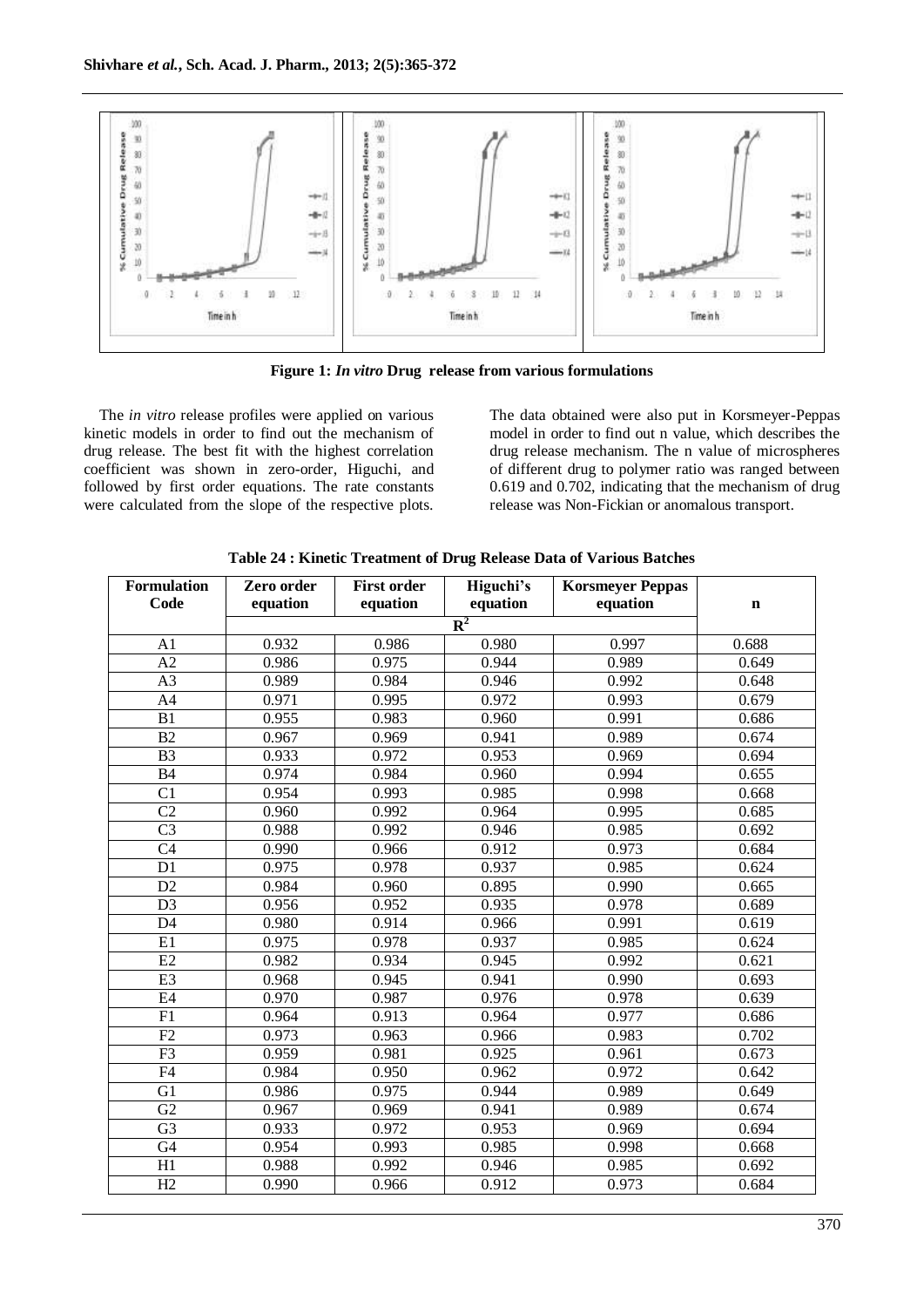Figure 1: *In vitro* Drug release from various formulations

The *in vitro* release profiles were applied on various kinetic models in order to find out the mechanism of drug release. The best fit with the highest correlation coefficient was shown in zero-order, Higuchi, and followed by first order equations. The rate constants were calculated from the slope of the respective plots. The data obtained were also put in Korsmeyer-Peppas model in order to find out n value, which describes the drug release mechanism. The n value of microspheres of different drug to polymer ratio was ranged between 0.619 and 0.702, indicating that the mechanism of drug release was Non-Fickian or anomalous transport.

**Table 24 : Kinetic Treatment of Drug Release Data of Various Batches**

| Formulation Code | Zero order equation | First order equation | Higuchi's equation | Korsmeyer Peppas equation | n |
|---|---|---|---|---|---|
| | $R^2$ | | | | |
| A1 | 0.932 | 0.986 | 0.980 | 0.997 | 0.688 |
| A2 | 0.986 | 0.975 | 0.944 | 0.989 | 0.649 |
| A3 | 0.989 | 0.984 | 0.946 | 0.992 | 0.648 |
| A4 | 0.971 | 0.995 | 0.972 | 0.993 | 0.679 |
| B1 | 0.955 | 0.983 | 0.960 | 0.991 | 0.686 |
| B2 | 0.967 | 0.969 | 0.941 | 0.989 | 0.674 |
| B3 | 0.933 | 0.972 | 0.953 | 0.969 | 0.694 |
| B4 | 0.974 | 0.984 | 0.960 | 0.994 | 0.655 |
| C1 | 0.954 | 0.993 | 0.985 | 0.998 | 0.668 |
| C2 | 0.960 | 0.992 | 0.964 | 0.995 | 0.685 |
| C3 | 0.988 | 0.992 | 0.946 | 0.985 | 0.692 |
| C4 | 0.990 | 0.966 | 0.912 | 0.973 | 0.684 |
| D1 | 0.975 | 0.978 | 0.937 | 0.985 | 0.624 |
| D2 | 0.984 | 0.960 | 0.895 | 0.990 | 0.665 |
| D3 | 0.956 | 0.952 | 0.935 | 0.978 | 0.689 |
| D4 | 0.980 | 0.914 | 0.966 | 0.991 | 0.619 |
| E1 | 0.975 | 0.978 | 0.937 | 0.985 | 0.624 |
| E2 | 0.982 | 0.934 | 0.945 | 0.992 | 0.621 |
| E3 | 0.968 | 0.945 | 0.941 | 0.990 | 0.693 |
| E4 | 0.970 | 0.987 | 0.976 | 0.978 | 0.639 |
| F1 | 0.964 | 0.913 | 0.964 | 0.977 | 0.686 |
| F2 | 0.973 | 0.963 | 0.966 | 0.983 | 0.702 |
| F3 | 0.959 | 0.981 | 0.925 | 0.961 | 0.673 |
| F4 | 0.984 | 0.950 | 0.962 | 0.972 | 0.642 |
| G1 | 0.986 | 0.975 | 0.944 | 0.989 | 0.649 |
| G2 | 0.967 | 0.969 | 0.941 | 0.989 | 0.674 |
| G3 | 0.933 | 0.972 | 0.953 | 0.969 | 0.694 |
| G4 | 0.954 | 0.993 | 0.985 | 0.998 | 0.668 |
| H1 | 0.988 | 0.992 | 0.946 | 0.985 | 0.692 |
| H2 | 0.990 | 0.966 | 0.912 | 0.973 | 0.684 |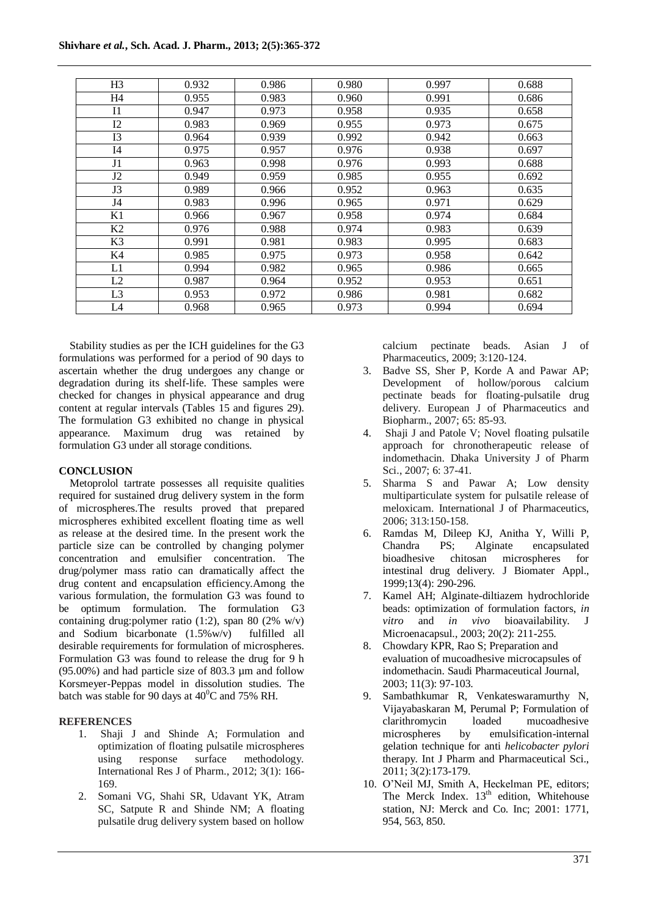| H3 | 0.932 | 0.986 | 0.980 | 0.997 | 0.688 |
|---|---|---|---|---|---|
| H4 | 0.955 | 0.983 | 0.960 | 0.991 | 0.686 |
| I1 | 0.947 | 0.973 | 0.958 | 0.935 | 0.658 |
| I2 | 0.983 | 0.969 | 0.955 | 0.973 | 0.675 |
| I3 | 0.964 | 0.939 | 0.992 | 0.942 | 0.663 |
| I4 | 0.975 | 0.957 | 0.976 | 0.938 | 0.697 |
| J1 | 0.963 | 0.998 | 0.976 | 0.993 | 0.688 |
| J2 | 0.949 | 0.959 | 0.985 | 0.955 | 0.692 |
| J3 | 0.989 | 0.966 | 0.952 | 0.963 | 0.635 |
| J4 | 0.983 | 0.996 | 0.965 | 0.971 | 0.629 |
| K1 | 0.966 | 0.967 | 0.958 | 0.974 | 0.684 |
| K2 | 0.976 | 0.988 | 0.974 | 0.983 | 0.639 |
| K3 | 0.991 | 0.981 | 0.983 | 0.995 | 0.683 |
| K4 | 0.985 | 0.975 | 0.973 | 0.958 | 0.642 |
| L1 | 0.994 | 0.982 | 0.965 | 0.986 | 0.665 |
| L2 | 0.987 | 0.964 | 0.952 | 0.953 | 0.651 |
| L3 | 0.953 | 0.972 | 0.986 | 0.981 | 0.682 |
| L4 | 0.968 | 0.965 | 0.973 | 0.994 | 0.694 |

Stability studies as per the ICH guidelines for the G3 formulations was performed for a period of 90 days to ascertain whether the drug undergoes any change or degradation during its shelf-life. These samples were checked for changes in physical appearance and drug content at regular intervals (Tables 15 and figures 29). The formulation G3 exhibited no change in physical appearance. Maximum drug was retained by formulation G3 under all storage conditions.

## CONCLUSION

Metoprolol tartrate possesses all requisite qualities required for sustained drug delivery system in the form of microspheres.The results proved that prepared microspheres exhibited excellent floating time as well as release at the desired time. In the present work the particle size can be controlled by changing polymer concentration and emulsifier concentration. The drug/polymer mass ratio can dramatically affect the drug content and encapsulation efficiency.Among the various formulation, the formulation G3 was found to be optimum formulation. The formulation G3 containing drug:polymer ratio (1:2), span 80 (2% w/v) and Sodium bicarbonate (1.5%w/v) fulfilled all desirable requirements for formulation of microspheres. Formulation G3 was found to release the drug for 9 h (95.00%) and had particle size of 803.3 µm and follow Korsmeyer-Peppas model in dissolution studies. The batch was stable for 90 days at $40^0$C and 75% RH.

## REFERENCES

1. Shaji J and Shinde A; Formulation and optimization of floating pulsatile microspheres using response surface methodology. International Res J of Pharm., 2012; 3(1): 166-169.
2. Somani VG, Shahi SR, Udavant YK, Atram SC, Satpute R and Shinde NM; A floating pulsatile drug delivery system based on hollow calcium pectinate beads. Asian J of Pharmaceutics, 2009; 3:120-124.
3. Badve SS, Sher P, Korde A and Pawar AP; Development of hollow/porous calcium pectinate beads for floating-pulsatile drug delivery. European J of Pharmaceutics and Biopharm., 2007; 65: 85-93.
4. Shaji J and Patole V; Novel floating pulsatile approach for chronotherapeutic release of indomethacin. Dhaka University J of Pharm Sci., 2007; 6: 37-41.
5. Sharma S and Pawar A; Low density multiparticulate system for pulsatile release of meloxicam. International J of Pharmaceutics, 2006; 313:150-158.
6. Ramdas M, Dileep KJ, Anitha Y, Willi P, Chandra PS; Alginate encapsulated bioadhesive chitosan microspheres for intestinal drug delivery. J Biomater Appl., 1999;13(4): 290-296.
7. Kamel AH; Alginate-diltiazem hydrochloride beads: optimization of formulation factors, *in vitro* and *in vivo* bioavailability. J Microenacapsul., 2003; 20(2): 211-255.
8. Chowdary KPR, Rao S; Preparation and evaluation of mucoadhesive microcapsules of indomethacin. Saudi Pharmaceutical Journal, 2003; 11(3): 97-103.
9. Sambathkumar R, Venkateswaramurthy N, Vijayabaskaran M, Perumal P; Formulation of clarithromycin loaded mucoadhesive microspheres by emulsification-internal gelation technique for anti *helicobacter pylori* therapy. Int J Pharm and Pharmaceutical Sci., 2011; 3(2):173-179.
10. O'Neil MJ, Smith A, Heckelman PE, editors; The Merck Index. 13th edition, Whitehouse station, NJ: Merck and Co. Inc; 2001: 1771, 954, 563, 850.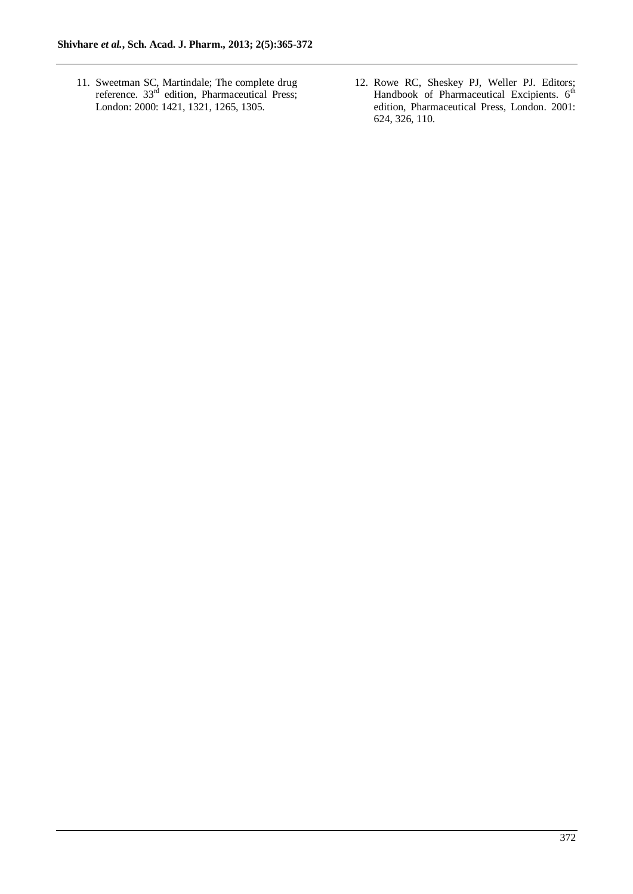11. Sweetman SC, Martindale; The complete drug reference. 33rd edition, Pharmaceutical Press; London: 2000: 1421, 1321, 1265, 1305.
12. Rowe RC, Sheskey PJ, Weller PJ. Editors; Handbook of Pharmaceutical Excipients. 6th edition, Pharmaceutical Press, London. 2001: 624, 326, 110.